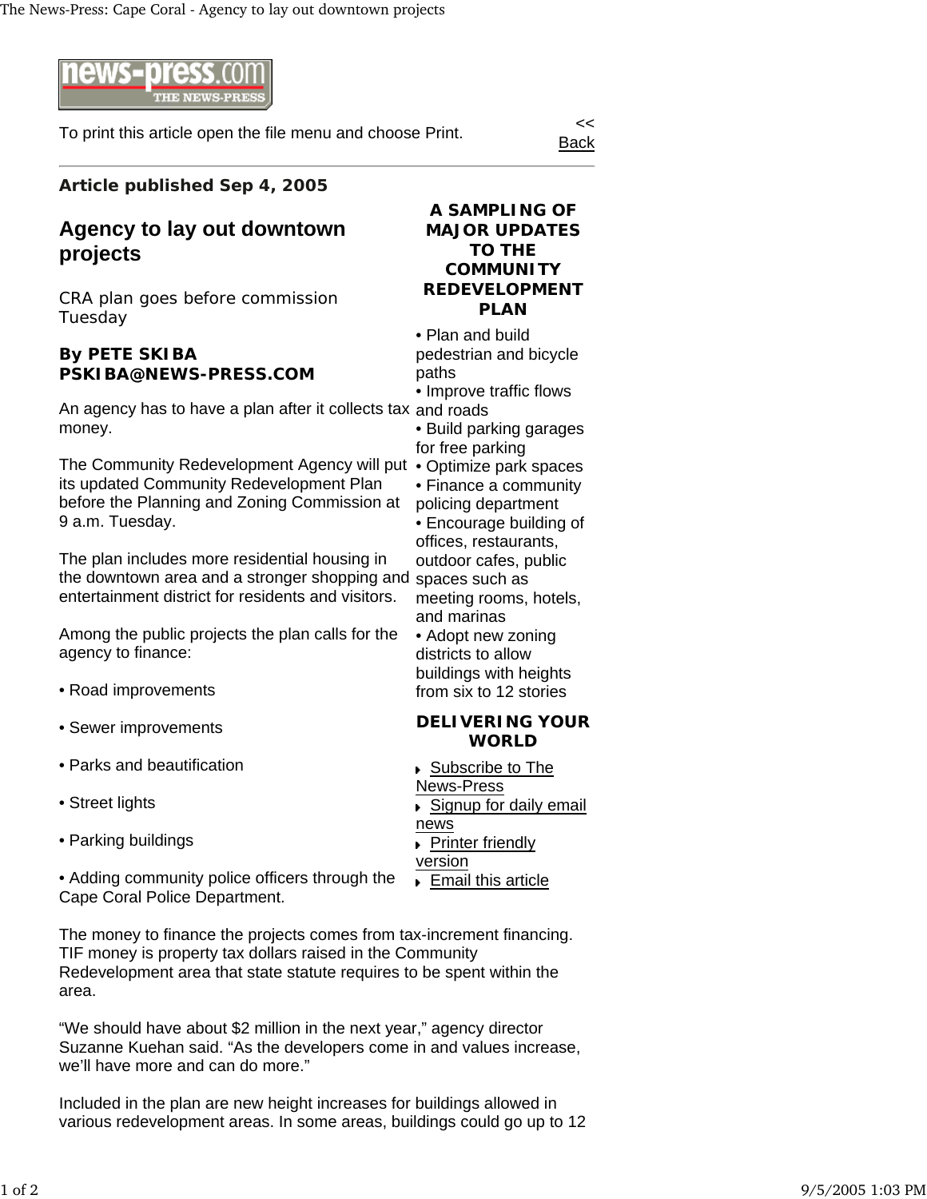To print this article open the file menu and choose Print.

<< Back

**Article published Sep 4, 2005**

# Agency to lay out downtown projects

CRA plan goes before commission Tuesday

**By PETE SKIBA**
**PSKIBA@NEWS-PRESS.COM**

An agency has to have a plan after it collects tax money.

The Community Redevelopment Agency will put its updated Community Redevelopment Plan before the Planning and Zoning Commission at 9 a.m. Tuesday.

The plan includes more residential housing in the downtown area and a stronger shopping and entertainment district for residents and visitors.

Among the public projects the plan calls for the agency to finance:

• Road improvements

• Sewer improvements

• Parks and beautification

• Street lights

• Parking buildings

• Adding community police officers through the Cape Coral Police Department.

The money to finance the projects comes from tax-increment financing. TIF money is property tax dollars raised in the Community Redevelopment area that state statute requires to be spent within the area.

"We should have about $2 million in the next year," agency director Suzanne Kuehan said. "As the developers come in and values increase, we'll have more and can do more."

Included in the plan are new height increases for buildings allowed in various redevelopment areas. In some areas, buildings could go up to 12

**A SAMPLING OF MAJOR UPDATES TO THE COMMUNITY REDEVELOPMENT PLAN**

• Plan and build pedestrian and bicycle paths
• Improve traffic flows and roads
• Build parking garages for free parking
• Optimize park spaces
• Finance a community policing department
• Encourage building of offices, restaurants, outdoor cafes, public spaces such as meeting rooms, hotels, and marinas
• Adopt new zoning districts to allow buildings with heights from six to 12 stories

**DELIVERING YOUR WORLD**

- Subscribe to The News-Press
- Signup for daily email news
- Printer friendly version
- Email this article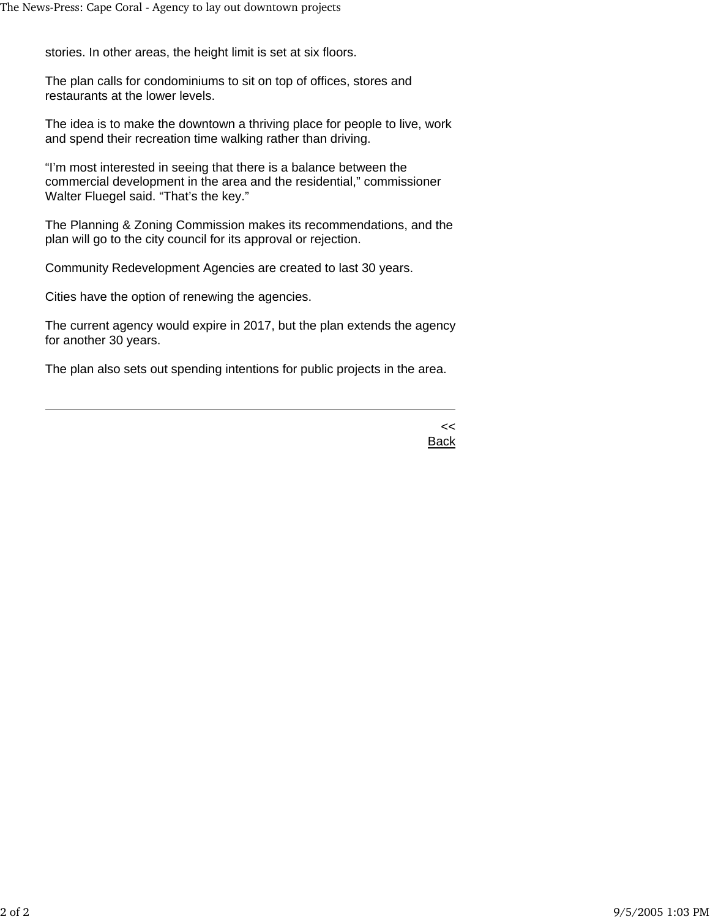stories. In other areas, the height limit is set at six floors.

The plan calls for condominiums to sit on top of offices, stores and restaurants at the lower levels.

The idea is to make the downtown a thriving place for people to live, work and spend their recreation time walking rather than driving.

"I'm most interested in seeing that there is a balance between the commercial development in the area and the residential," commissioner Walter Fluegel said. "That's the key."

The Planning & Zoning Commission makes its recommendations, and the plan will go to the city council for its approval or rejection.

Community Redevelopment Agencies are created to last 30 years.

Cities have the option of renewing the agencies.

The current agency would expire in 2017, but the plan extends the agency for another 30 years.

The plan also sets out spending intentions for public projects in the area.

---

<< Back